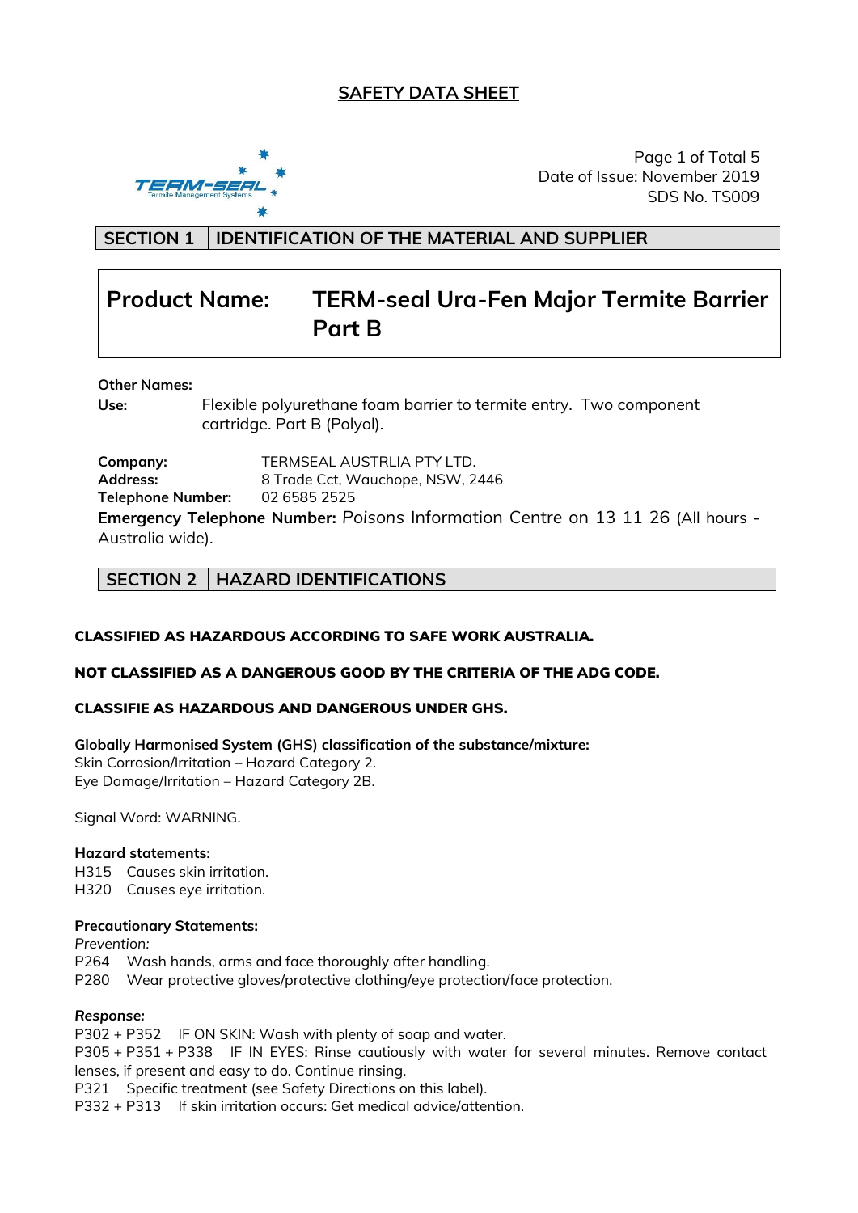# SAFETY DATA SHEET

Date of Issue: November 2019
SDS No. TS009

## SECTION 1 IDENTIFICATION OF THE MATERIAL AND SUPPLIER

| **Product Name:** | **TERM-seal Ura-Fen Major Termite Barrier Part B** |
|---|---|

**Other Names:**

**Use:** Flexible polyurethane foam barrier to termite entry. Two component cartridge. Part B (Polyol).

**Company:** TERMSEAL AUSTRLIA PTY LTD.
**Address:** 8 Trade Cct, Wauchope, NSW, 2446
**Telephone Number:** 02 6585 2525
**Emergency Telephone Number:** Poisons Information Centre on 13 11 26 (All hours - Australia wide).

## SECTION 2 HAZARD IDENTIFICATIONS

**CLASSIFIED AS HAZARDOUS ACCORDING TO SAFE WORK AUSTRALIA.**

**NOT CLASSIFIED AS A DANGEROUS GOOD BY THE CRITERIA OF THE ADG CODE.**

**CLASSIFIE AS HAZARDOUS AND DANGEROUS UNDER GHS.**

**Globally Harmonised System (GHS) classification of the substance/mixture:**
Skin Corrosion/Irritation – Hazard Category 2.
Eye Damage/Irritation – Hazard Category 2B.

Signal Word: WARNING.

**Hazard statements:**
H315 Causes skin irritation.
H320 Causes eye irritation.

**Precautionary Statements:**
*Prevention:*
P264 Wash hands, arms and face thoroughly after handling.
P280 Wear protective gloves/protective clothing/eye protection/face protection.

***Response:***
P302 + P352 IF ON SKIN: Wash with plenty of soap and water.
P305 + P351 + P338 IF IN EYES: Rinse cautiously with water for several minutes. Remove contact lenses, if present and easy to do. Continue rinsing.
P321 Specific treatment (see Safety Directions on this label).
P332 + P313 If skin irritation occurs: Get medical advice/attention.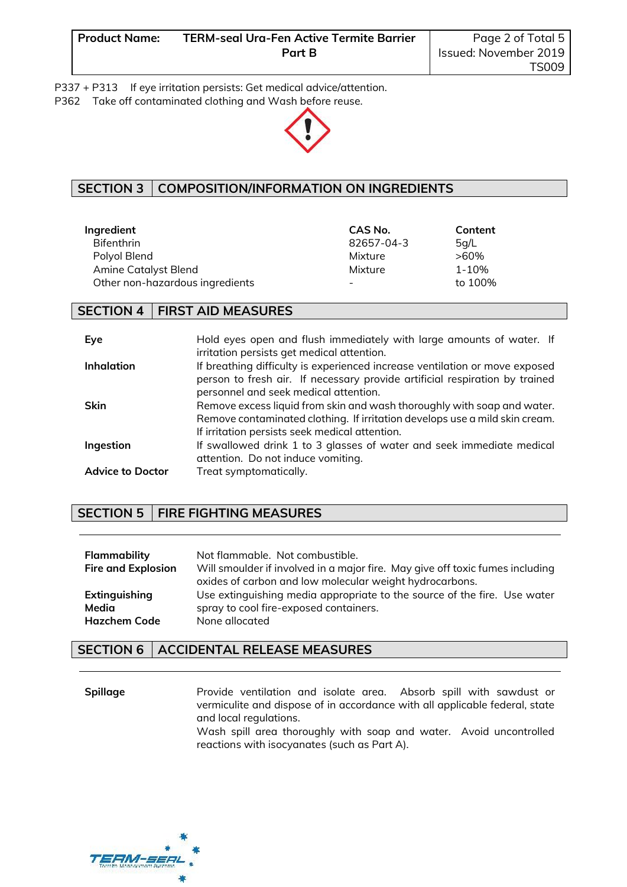P337 + P313 If eye irritation persists: Get medical advice/attention.
P362 Take off contaminated clothing and Wash before reuse.

## SECTION 3 COMPOSITION/INFORMATION ON INGREDIENTS

| Ingredient | CAS No. | Content |
|---|---|---|
| Bifenthrin | 82657-04-3 | 5g/L |
| Polyol Blend | Mixture | >60% |
| Amine Catalyst Blend | Mixture | 1-10% |
| Other non-hazardous ingredients | - | to 100% |

## SECTION 4 FIRST AID MEASURES

**Eye** Hold eyes open and flush immediately with large amounts of water. If irritation persists get medical attention.

**Inhalation** If breathing difficulty is experienced increase ventilation or move exposed person to fresh air. If necessary provide artificial respiration by trained personnel and seek medical attention.

**Skin** Remove excess liquid from skin and wash thoroughly with soap and water. Remove contaminated clothing. If irritation develops use a mild skin cream. If irritation persists seek medical attention.

**Ingestion** If swallowed drink 1 to 3 glasses of water and seek immediate medical attention. Do not induce vomiting.

**Advice to Doctor** Treat symptomatically.

## SECTION 5 FIRE FIGHTING MEASURES

**Flammability** Not flammable. Not combustible.

**Fire and Explosion** Will smoulder if involved in a major fire. May give off toxic fumes including oxides of carbon and low molecular weight hydrocarbons.

**Extinguishing Media** Use extinguishing media appropriate to the source of the fire. Use water spray to cool fire-exposed containers.

**Hazchem Code** None allocated

## SECTION 6 ACCIDENTAL RELEASE MEASURES

**Spillage** Provide ventilation and isolate area. Absorb spill with sawdust or vermiculite and dispose of in accordance with all applicable federal, state and local regulations.
Wash spill area thoroughly with soap and water. Avoid uncontrolled reactions with isocyanates (such as Part A).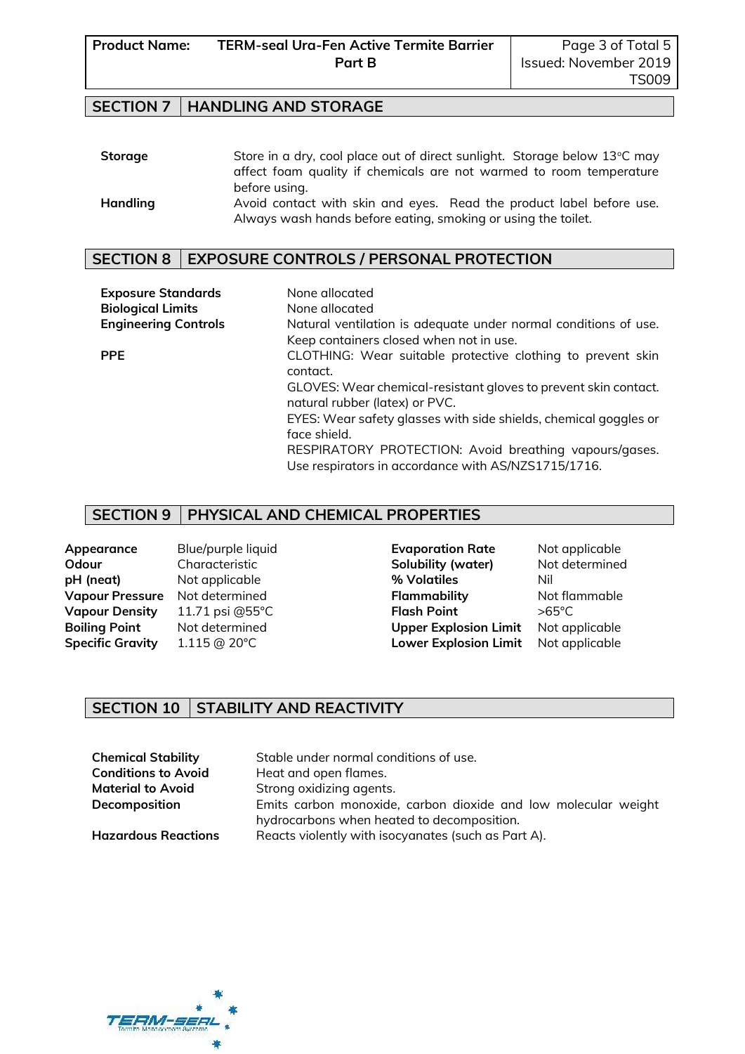## SECTION 7 HANDLING AND STORAGE

**Storage** Store in a dry, cool place out of direct sunlight. Storage below 13°C may affect foam quality if chemicals are not warmed to room temperature before using.

**Handling** Avoid contact with skin and eyes. Read the product label before use. Always wash hands before eating, smoking or using the toilet.

## SECTION 8 EXPOSURE CONTROLS / PERSONAL PROTECTION

**Exposure Standards** None allocated

**Biological Limits** None allocated

**Engineering Controls** Natural ventilation is adequate under normal conditions of use. Keep containers closed when not in use.

**PPE** CLOTHING: Wear suitable protective clothing to prevent skin contact.
GLOVES: Wear chemical-resistant gloves to prevent skin contact. natural rubber (latex) or PVC.
EYES: Wear safety glasses with side shields, chemical goggles or face shield.
RESPIRATORY PROTECTION: Avoid breathing vapours/gases. Use respirators in accordance with AS/NZS1715/1716.

## SECTION 9 PHYSICAL AND CHEMICAL PROPERTIES

| | | | |
|---|---|---|---|
| **Appearance** | Blue/purple liquid | **Evaporation Rate** | Not applicable |
| **Odour** | Characteristic | **Solubility (water)** | Not determined |
| **pH (neat)** | Not applicable | **% Volatiles** | Nil |
| **Vapour Pressure** | Not determined | **Flammability** | Not flammable |
| **Vapour Density** | 11.71 psi @55°C | **Flash Point** | >65°C |
| **Boiling Point** | Not determined | **Upper Explosion Limit** | Not applicable |
| **Specific Gravity** | 1.115 @ 20°C | **Lower Explosion Limit** | Not applicable |

## SECTION 10 STABILITY AND REACTIVITY

**Chemical Stability** Stable under normal conditions of use.

**Conditions to Avoid** Heat and open flames.

**Material to Avoid** Strong oxidizing agents.

**Decomposition** Emits carbon monoxide, carbon dioxide and low molecular weight hydrocarbons when heated to decomposition.

**Hazardous Reactions** Reacts violently with isocyanates (such as Part A).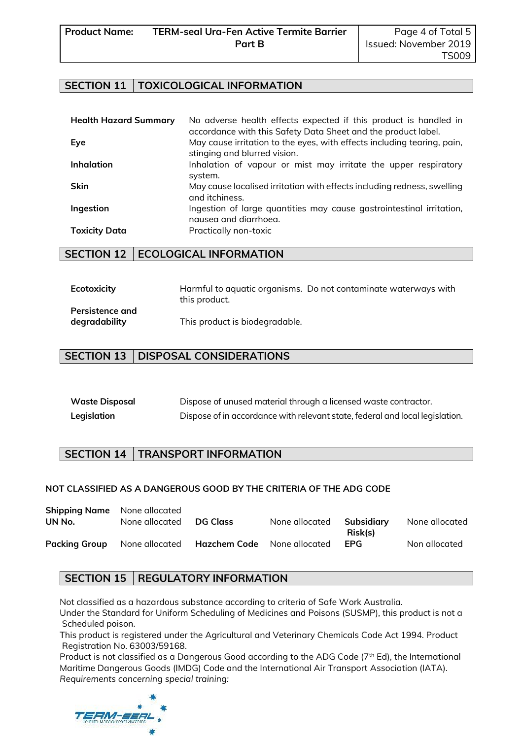## SECTION 11 TOXICOLOGICAL INFORMATION

| | |
|---|---|
| **Health Hazard Summary** | No adverse health effects expected if this product is handled in accordance with this Safety Data Sheet and the product label. |
| **Eye** | May cause irritation to the eyes, with effects including tearing, pain, stinging and blurred vision. |
| **Inhalation** | Inhalation of vapour or mist may irritate the upper respiratory system. |
| **Skin** | May cause localised irritation with effects including redness, swelling and itchiness. |
| **Ingestion** | Ingestion of large quantities may cause gastrointestinal irritation, nausea and diarrhoea. |
| **Toxicity Data** | Practically non-toxic |

## SECTION 12 ECOLOGICAL INFORMATION

| | |
|---|---|
| **Ecotoxicity** | Harmful to aquatic organisms. Do not contaminate waterways with this product. |
| **Persistence and degradability** | This product is biodegradable. |

## SECTION 13 DISPOSAL CONSIDERATIONS

| | |
|---|---|
| **Waste Disposal** | Dispose of unused material through a licensed waste contractor. |
| **Legislation** | Dispose of in accordance with relevant state, federal and local legislation. |

## SECTION 14 TRANSPORT INFORMATION

**NOT CLASSIFIED AS A DANGEROUS GOOD BY THE CRITERIA OF THE ADG CODE**

| | | | | | |
|---|---|---|---|---|---|
| **Shipping Name** | None allocated | | | | |
| **UN No.** | None allocated | **DG Class** | None allocated | **Subsidiary Risk(s)** | None allocated |
| **Packing Group** | None allocated | **Hazchem Code** | None allocated | **EPG** | Non allocated |

## SECTION 15 REGULATORY INFORMATION

Not classified as a hazardous substance according to criteria of Safe Work Australia.
Under the Standard for Uniform Scheduling of Medicines and Poisons (SUSMP), this product is not a Scheduled poison.
This product is registered under the Agricultural and Veterinary Chemicals Code Act 1994. Product Registration No. 63003/59168.
Product is not classified as a Dangerous Good according to the ADG Code (7th Ed), the International Maritime Dangerous Goods (IMDG) Code and the International Air Transport Association (IATA).
*Requirements concerning special training:*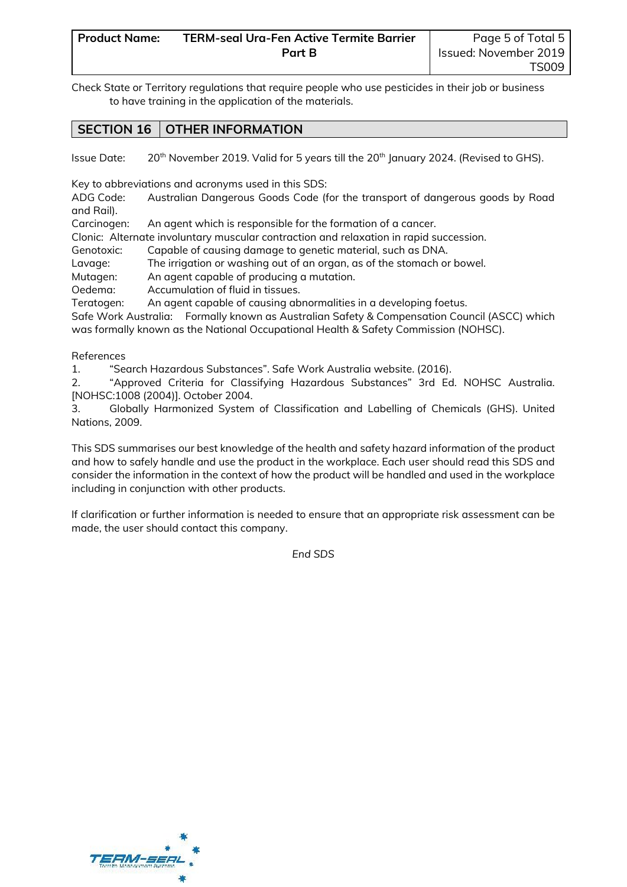Check State or Territory regulations that require people who use pesticides in their job or business to have training in the application of the materials.

## SECTION 16 OTHER INFORMATION

Issue Date: 20th November 2019. Valid for 5 years till the 20th January 2024. (Revised to GHS).

Key to abbreviations and acronyms used in this SDS:

ADG Code: Australian Dangerous Goods Code (for the transport of dangerous goods by Road and Rail).

Carcinogen: An agent which is responsible for the formation of a cancer.

Clonic: Alternate involuntary muscular contraction and relaxation in rapid succession.

Genotoxic: Capable of causing damage to genetic material, such as DNA.

Lavage: The irrigation or washing out of an organ, as of the stomach or bowel.

Mutagen: An agent capable of producing a mutation.

Oedema: Accumulation of fluid in tissues.

Teratogen: An agent capable of causing abnormalities in a developing foetus.

Safe Work Australia: Formally known as Australian Safety & Compensation Council (ASCC) which was formally known as the National Occupational Health & Safety Commission (NOHSC).

References

1. "Search Hazardous Substances". Safe Work Australia website. (2016).
2. "Approved Criteria for Classifying Hazardous Substances" 3rd Ed. NOHSC Australia. [NOHSC:1008 (2004)]. October 2004.
3. Globally Harmonized System of Classification and Labelling of Chemicals (GHS). United Nations, 2009.

This SDS summarises our best knowledge of the health and safety hazard information of the product and how to safely handle and use the product in the workplace. Each user should read this SDS and consider the information in the context of how the product will be handled and used in the workplace including in conjunction with other products.

If clarification or further information is needed to ensure that an appropriate risk assessment can be made, the user should contact this company.

*End SDS*